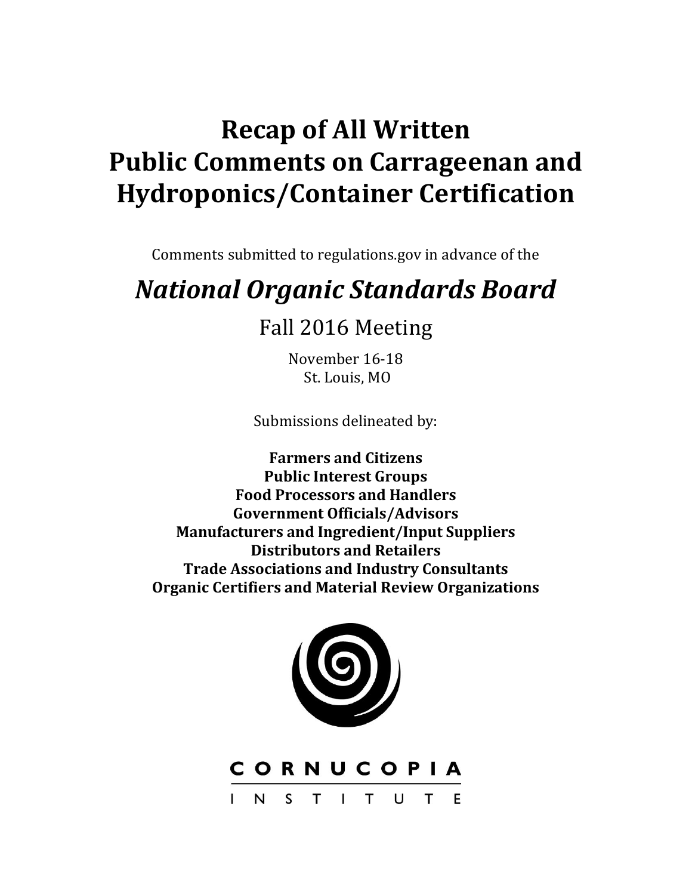# Recap of All Written Public Comments on Carrageenan and Hydroponics/Container Certification

Comments submitted to regulations.gov in advance of the

## *National Organic Standards Board*

### Fall 2016 Meeting

November 16-18
St. Louis, MO

Submissions delineated by:

**Farmers and Citizens**
**Public Interest Groups**
**Food Processors and Handlers**
**Government Officials/Advisors**
**Manufacturers and Ingredient/Input Suppliers**
**Distributors and Retailers**
**Trade Associations and Industry Consultants**
**Organic Certifiers and Material Review Organizations**

CORNUCOPIA
INSTITUTE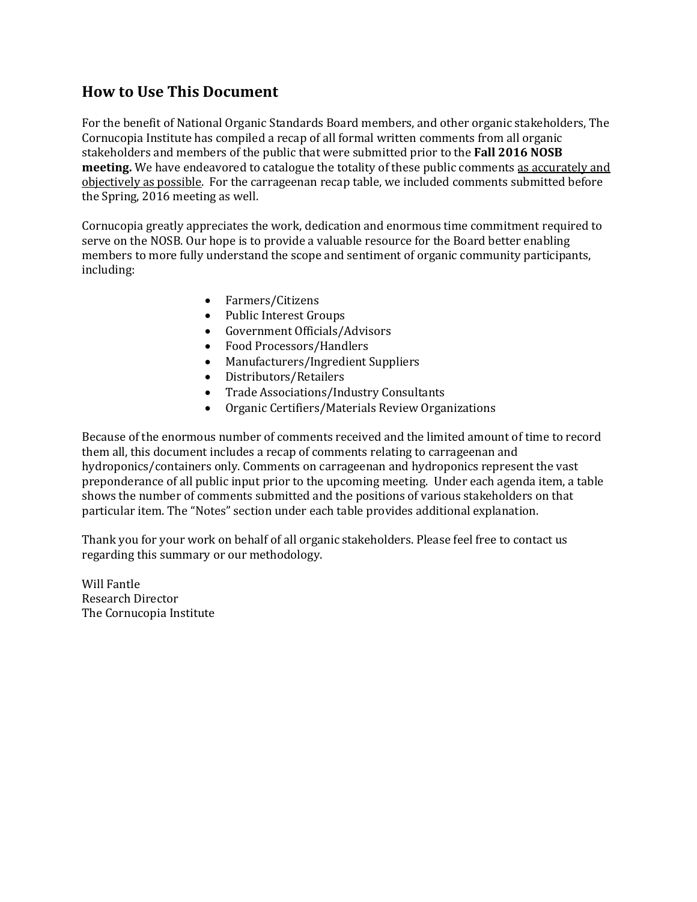## How to Use This Document

For the benefit of National Organic Standards Board members, and other organic stakeholders, The Cornucopia Institute has compiled a recap of all formal written comments from all organic stakeholders and members of the public that were submitted prior to the **Fall 2016 NOSB meeting.** We have endeavored to catalogue the totality of these public comments as accurately and objectively as possible. For the carrageenan recap table, we included comments submitted before the Spring, 2016 meeting as well.

Cornucopia greatly appreciates the work, dedication and enormous time commitment required to serve on the NOSB. Our hope is to provide a valuable resource for the Board better enabling members to more fully understand the scope and sentiment of organic community participants, including:

- Farmers/Citizens
- Public Interest Groups
- Government Officials/Advisors
- Food Processors/Handlers
- Manufacturers/Ingredient Suppliers
- Distributors/Retailers
- Trade Associations/Industry Consultants
- Organic Certifiers/Materials Review Organizations

Because of the enormous number of comments received and the limited amount of time to record them all, this document includes a recap of comments relating to carrageenan and hydroponics/containers only. Comments on carrageenan and hydroponics represent the vast preponderance of all public input prior to the upcoming meeting. Under each agenda item, a table shows the number of comments submitted and the positions of various stakeholders on that particular item. The "Notes" section under each table provides additional explanation.

Thank you for your work on behalf of all organic stakeholders. Please feel free to contact us regarding this summary or our methodology.

Will Fantle
Research Director
The Cornucopia Institute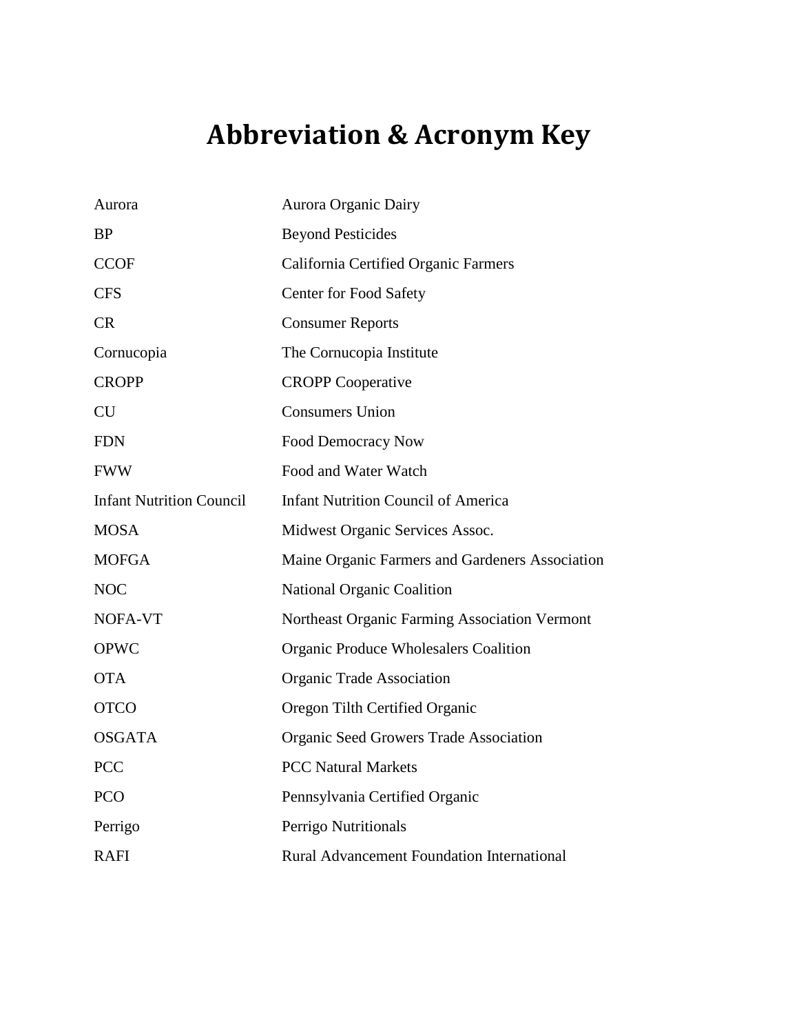# Abbreviation & Acronym Key

| | |
|---|---|
| Aurora | Aurora Organic Dairy |
| BP | Beyond Pesticides |
| CCOF | California Certified Organic Farmers |
| CFS | Center for Food Safety |
| CR | Consumer Reports |
| Cornucopia | The Cornucopia Institute |
| CROPP | CROPP Cooperative |
| CU | Consumers Union |
| FDN | Food Democracy Now |
| FWW | Food and Water Watch |
| Infant Nutrition Council | Infant Nutrition Council of America |
| MOSA | Midwest Organic Services Assoc. |
| MOFGA | Maine Organic Farmers and Gardeners Association |
| NOC | National Organic Coalition |
| NOFA-VT | Northeast Organic Farming Association Vermont |
| OPWC | Organic Produce Wholesalers Coalition |
| OTA | Organic Trade Association |
| OTCO | Oregon Tilth Certified Organic |
| OSGATA | Organic Seed Growers Trade Association |
| PCC | PCC Natural Markets |
| PCO | Pennsylvania Certified Organic |
| Perrigo | Perrigo Nutritionals |
| RAFI | Rural Advancement Foundation International |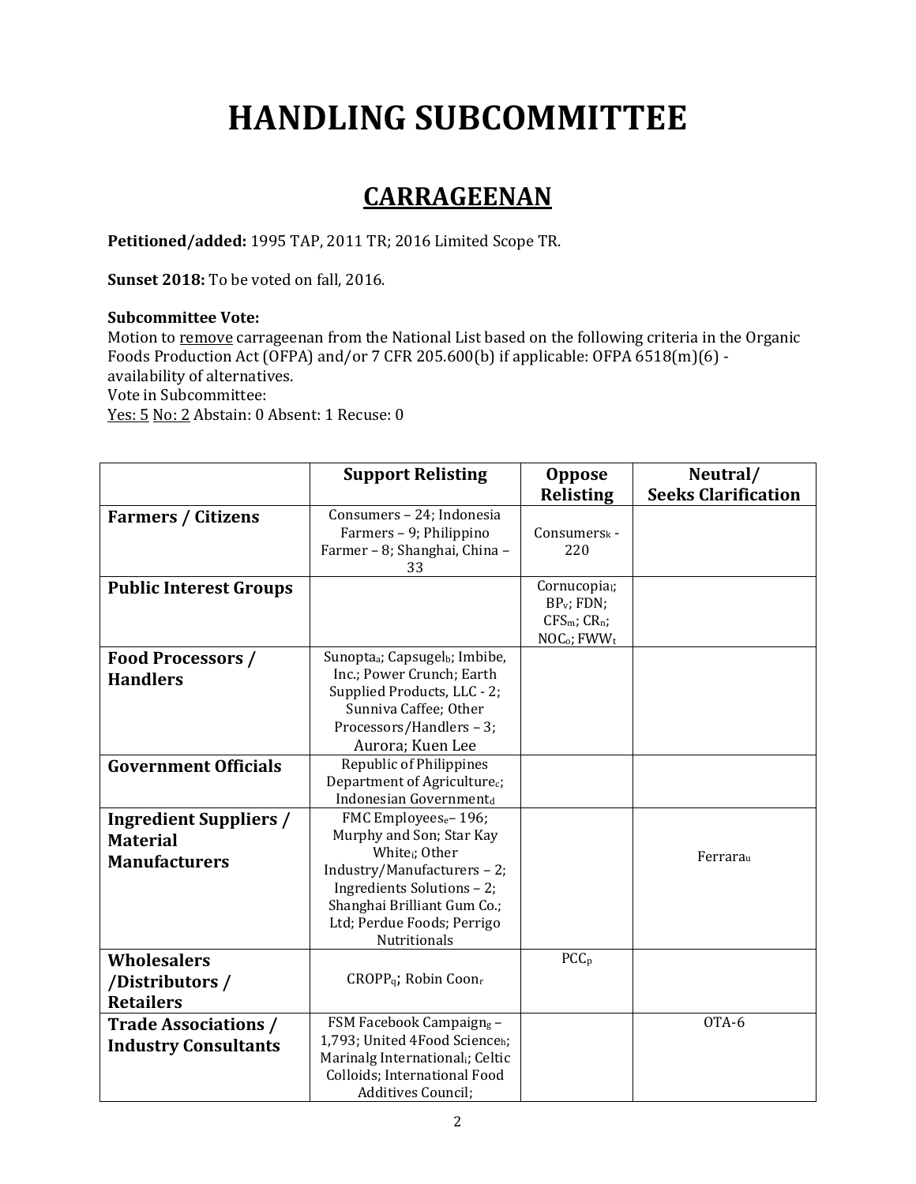# HANDLING SUBCOMMITTEE

## CARRAGEENAN

**Petitioned/added:** 1995 TAP, 2011 TR; 2016 Limited Scope TR.

**Sunset 2018:** To be voted on fall, 2016.

**Subcommittee Vote:**
Motion to remove carrageenan from the National List based on the following criteria in the Organic Foods Production Act (OFPA) and/or 7 CFR 205.600(b) if applicable: OFPA 6518(m)(6) - availability of alternatives.
Vote in Subcommittee:
Yes: 5 No: 2 Abstain: 0 Absent: 1 Recuse: 0

| | Support Relisting | Oppose Relisting | Neutral/ Seeks Clarification |
|---|---|---|---|
| **Farmers / Citizens** | Consumers – 24; Indonesia Farmers – 9; Philippino Farmer – 8; Shanghai, China – 33 | Consumers[k] - 220 | |
| **Public Interest Groups** | | Cornucopia[l]; BP[v]; FDN; CFS[m]; CR[n]; NOC[o]; FWW[t] | |
| **Food Processors / Handlers** | Sunopta[a]; Capsugel[b]; Imbibe, Inc.; Power Crunch; Earth Supplied Products, LLC - 2; Sunniva Caffee; Other Processors/Handlers – 3; Aurora; Kuen Lee | | |
| **Government Officials** | Republic of Philippines Department of Agriculture[c]; Indonesian Government[d] | | |
| **Ingredient Suppliers / Material Manufacturers** | FMC Employees[e] – 196; Murphy and Son; Star Kay White[f]; Other Industry/Manufacturers – 2; Ingredients Solutions – 2; Shanghai Brilliant Gum Co.; Ltd; Perdue Foods; Perrigo Nutritionals | | Ferrara[u] |
| **Wholesalers /Distributors / Retailers** | CROPP[q]; Robin Coon[r] | PCC[p] | |
| **Trade Associations / Industry Consultants** | FSM Facebook Campaign[g] – 1,793; United 4Food Science[h]; Marinalg International[i]; Celtic Colloids; International Food Additives Council; | | OTA-6 |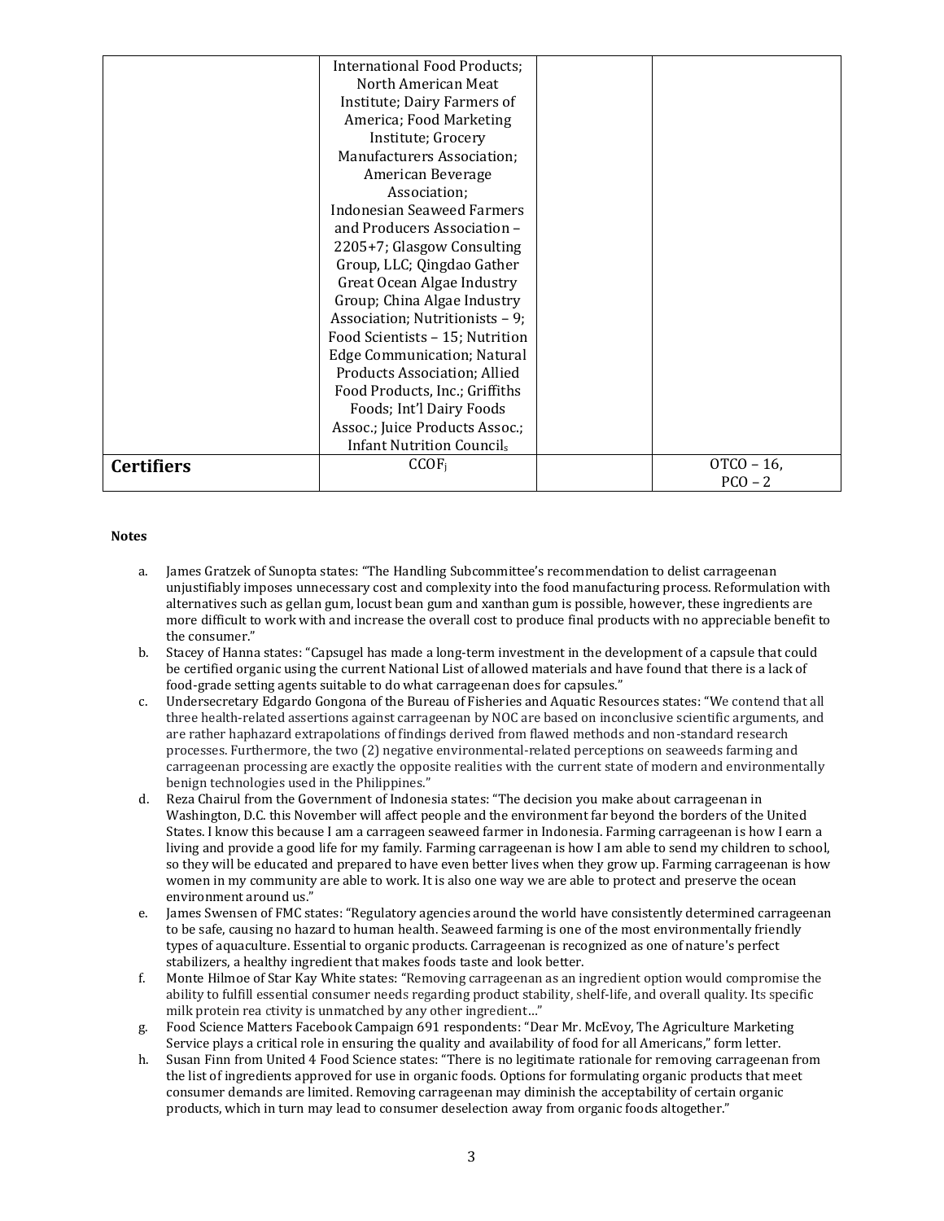| | | | |
|---|---|---|---|
| | International Food Products; North American Meat Institute; Dairy Farmers of America; Food Marketing Institute; Grocery Manufacturers Association; American Beverage Association; Indonesian Seaweed Farmers and Producers Association – 2205+7; Glasgow Consulting Group, LLC; Qingdao Gather Great Ocean Algae Industry Group; China Algae Industry Association; Nutritionists – 9; Food Scientists – 15; Nutrition Edge Communication; Natural Products Association; Allied Food Products, Inc.; Griffiths Foods; Int'l Dairy Foods Assoc.; Juice Products Assoc.; Infant Nutrition Council[s] | | |
| **Certifiers** | CCOF[j] | | OTCO – 16, PCO – 2 |

**Notes**

a. James Gratzek of Sunopta states: "The Handling Subcommittee's recommendation to delist carrageenan unjustifiably imposes unnecessary cost and complexity into the food manufacturing process. Reformulation with alternatives such as gellan gum, locust bean gum and xanthan gum is possible, however, these ingredients are more difficult to work with and increase the overall cost to produce final products with no appreciable benefit to the consumer."

b. Stacey of Hanna states: "Capsugel has made a long-term investment in the development of a capsule that could be certified organic using the current National List of allowed materials and have found that there is a lack of food-grade setting agents suitable to do what carrageenan does for capsules."

c. Undersecretary Edgardo Gongona of the Bureau of Fisheries and Aquatic Resources states: "We contend that all three health-related assertions against carrageenan by NOC are based on inconclusive scientific arguments, and are rather haphazard extrapolations of findings derived from flawed methods and non-standard research processes. Furthermore, the two (2) negative environmental-related perceptions on seaweeds farming and carrageenan processing are exactly the opposite realities with the current state of modern and environmentally benign technologies used in the Philippines."

d. Reza Chairul from the Government of Indonesia states: "The decision you make about carrageenan in Washington, D.C. this November will affect people and the environment far beyond the borders of the United States. I know this because I am a carrageen seaweed farmer in Indonesia. Farming carrageenan is how I earn a living and provide a good life for my family. Farming carrageenan is how I am able to send my children to school, so they will be educated and prepared to have even better lives when they grow up. Farming carrageenan is how women in my community are able to work. It is also one way we are able to protect and preserve the ocean environment around us."

e. James Swensen of FMC states: "Regulatory agencies around the world have consistently determined carrageenan to be safe, causing no hazard to human health. Seaweed farming is one of the most environmentally friendly types of aquaculture. Essential to organic products. Carrageenan is recognized as one of nature's perfect stabilizers, a healthy ingredient that makes foods taste and look better.

f. Monte Hilmoe of Star Kay White states: "Removing carrageenan as an ingredient option would compromise the ability to fulfill essential consumer needs regarding product stability, shelf-life, and overall quality. Its specific milk protein rea ctivity is unmatched by any other ingredient…"

g. Food Science Matters Facebook Campaign 691 respondents: "Dear Mr. McEvoy, The Agriculture Marketing Service plays a critical role in ensuring the quality and availability of food for all Americans," form letter.

h. Susan Finn from United 4 Food Science states: "There is no legitimate rationale for removing carrageenan from the list of ingredients approved for use in organic foods. Options for formulating organic products that meet consumer demands are limited. Removing carrageenan may diminish the acceptability of certain organic products, which in turn may lead to consumer deselection away from organic foods altogether."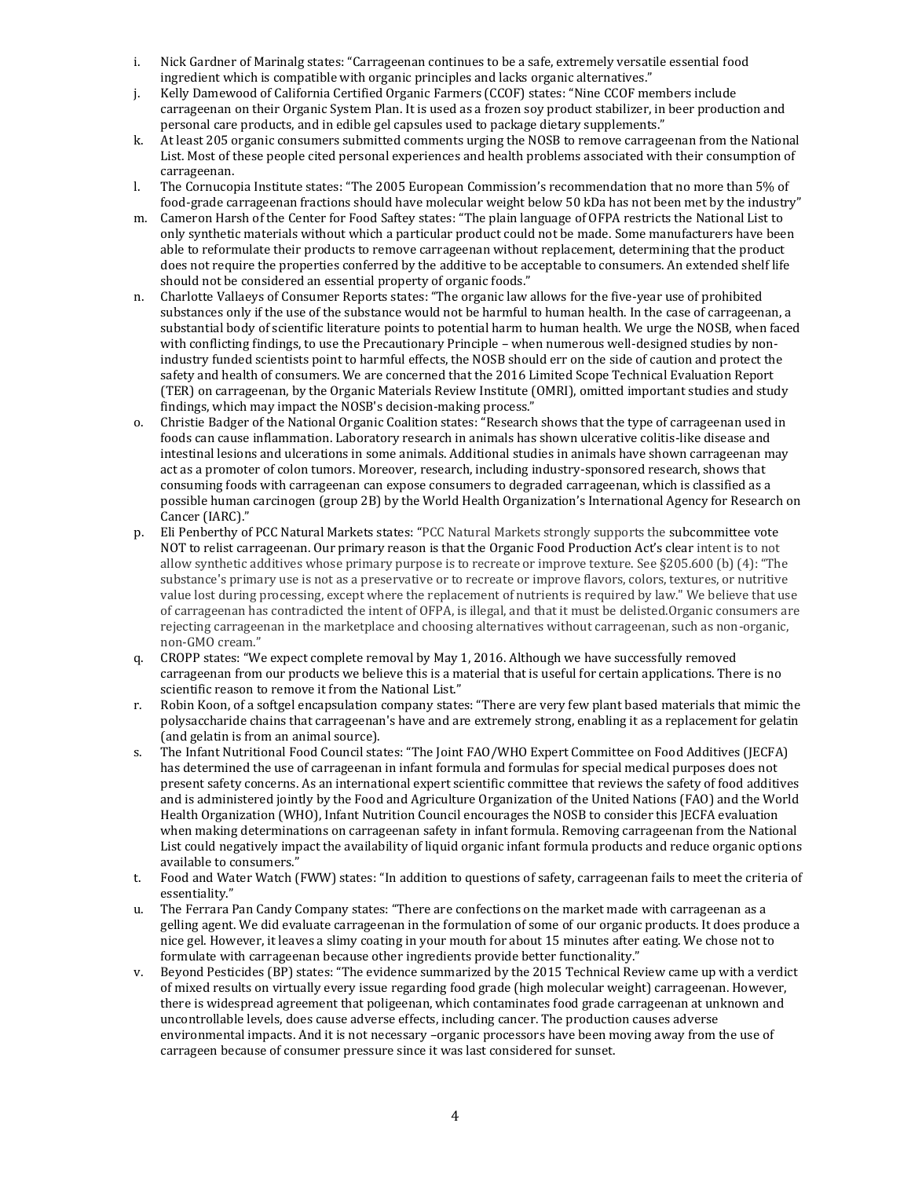i. Nick Gardner of Marinalg states: "Carrageenan continues to be a safe, extremely versatile essential food ingredient which is compatible with organic principles and lacks organic alternatives."

j. Kelly Damewood of California Certified Organic Farmers (CCOF) states: "Nine CCOF members include carrageenan on their Organic System Plan. It is used as a frozen soy product stabilizer, in beer production and personal care products, and in edible gel capsules used to package dietary supplements."

k. At least 205 organic consumers submitted comments urging the NOSB to remove carrageenan from the National List. Most of these people cited personal experiences and health problems associated with their consumption of carrageenan.

l. The Cornucopia Institute states: "The 2005 European Commission's recommendation that no more than 5% of food-grade carrageenan fractions should have molecular weight below 50 kDa has not been met by the industry"

m. Cameron Harsh of the Center for Food Saftey states: "The plain language of OFPA restricts the National List to only synthetic materials without which a particular product could not be made. Some manufacturers have been able to reformulate their products to remove carrageenan without replacement, determining that the product does not require the properties conferred by the additive to be acceptable to consumers. An extended shelf life should not be considered an essential property of organic foods."

n. Charlotte Vallaeys of Consumer Reports states: "The organic law allows for the five-year use of prohibited substances only if the use of the substance would not be harmful to human health. In the case of carrageenan, a substantial body of scientific literature points to potential harm to human health. We urge the NOSB, when faced with conflicting findings, to use the Precautionary Principle – when numerous well-designed studies by non-industry funded scientists point to harmful effects, the NOSB should err on the side of caution and protect the safety and health of consumers. We are concerned that the 2016 Limited Scope Technical Evaluation Report (TER) on carrageenan, by the Organic Materials Review Institute (OMRI), omitted important studies and study findings, which may impact the NOSB's decision-making process."

o. Christie Badger of the National Organic Coalition states: "Research shows that the type of carrageenan used in foods can cause inflammation. Laboratory research in animals has shown ulcerative colitis-like disease and intestinal lesions and ulcerations in some animals. Additional studies in animals have shown carrageenan may act as a promoter of colon tumors. Moreover, research, including industry-sponsored research, shows that consuming foods with carrageenan can expose consumers to degraded carrageenan, which is classified as a possible human carcinogen (group 2B) by the World Health Organization's International Agency for Research on Cancer (IARC)."

p. Eli Penberthy of PCC Natural Markets states: "PCC Natural Markets strongly supports the subcommittee vote NOT to relist carrageenan. Our primary reason is that the Organic Food Production Act's clear intent is to not allow synthetic additives whose primary purpose is to recreate or improve texture. See §205.600 (b) (4): "The substance's primary use is not as a preservative or to recreate or improve flavors, colors, textures, or nutritive value lost during processing, except where the replacement of nutrients is required by law." We believe that use of carrageenan has contradicted the intent of OFPA, is illegal, and that it must be delisted.Organic consumers are rejecting carrageenan in the marketplace and choosing alternatives without carrageenan, such as non-organic, non-GMO cream."

q. CROPP states: "We expect complete removal by May 1, 2016. Although we have successfully removed carrageenan from our products we believe this is a material that is useful for certain applications. There is no scientific reason to remove it from the National List."

r. Robin Koon, of a softgel encapsulation company states: "There are very few plant based materials that mimic the polysaccharide chains that carrageenan's have and are extremely strong, enabling it as a replacement for gelatin (and gelatin is from an animal source).

s. The Infant Nutritional Food Council states: "The Joint FAO/WHO Expert Committee on Food Additives (JECFA) has determined the use of carrageenan in infant formula and formulas for special medical purposes does not present safety concerns. As an international expert scientific committee that reviews the safety of food additives and is administered jointly by the Food and Agriculture Organization of the United Nations (FAO) and the World Health Organization (WHO), Infant Nutrition Council encourages the NOSB to consider this JECFA evaluation when making determinations on carrageenan safety in infant formula. Removing carrageenan from the National List could negatively impact the availability of liquid organic infant formula products and reduce organic options available to consumers."

t. Food and Water Watch (FWW) states: "In addition to questions of safety, carrageenan fails to meet the criteria of essentiality."

u. The Ferrara Pan Candy Company states: "There are confections on the market made with carrageenan as a gelling agent. We did evaluate carrageenan in the formulation of some of our organic products. It does produce a nice gel. However, it leaves a slimy coating in your mouth for about 15 minutes after eating. We chose not to formulate with carrageenan because other ingredients provide better functionality."

v. Beyond Pesticides (BP) states: "The evidence summarized by the 2015 Technical Review came up with a verdict of mixed results on virtually every issue regarding food grade (high molecular weight) carrageenan. However, there is widespread agreement that poligeenan, which contaminates food grade carrageenan at unknown and uncontrollable levels, does cause adverse effects, including cancer. The production causes adverse environmental impacts. And it is not necessary –organic processors have been moving away from the use of carrageen because of consumer pressure since it was last considered for sunset.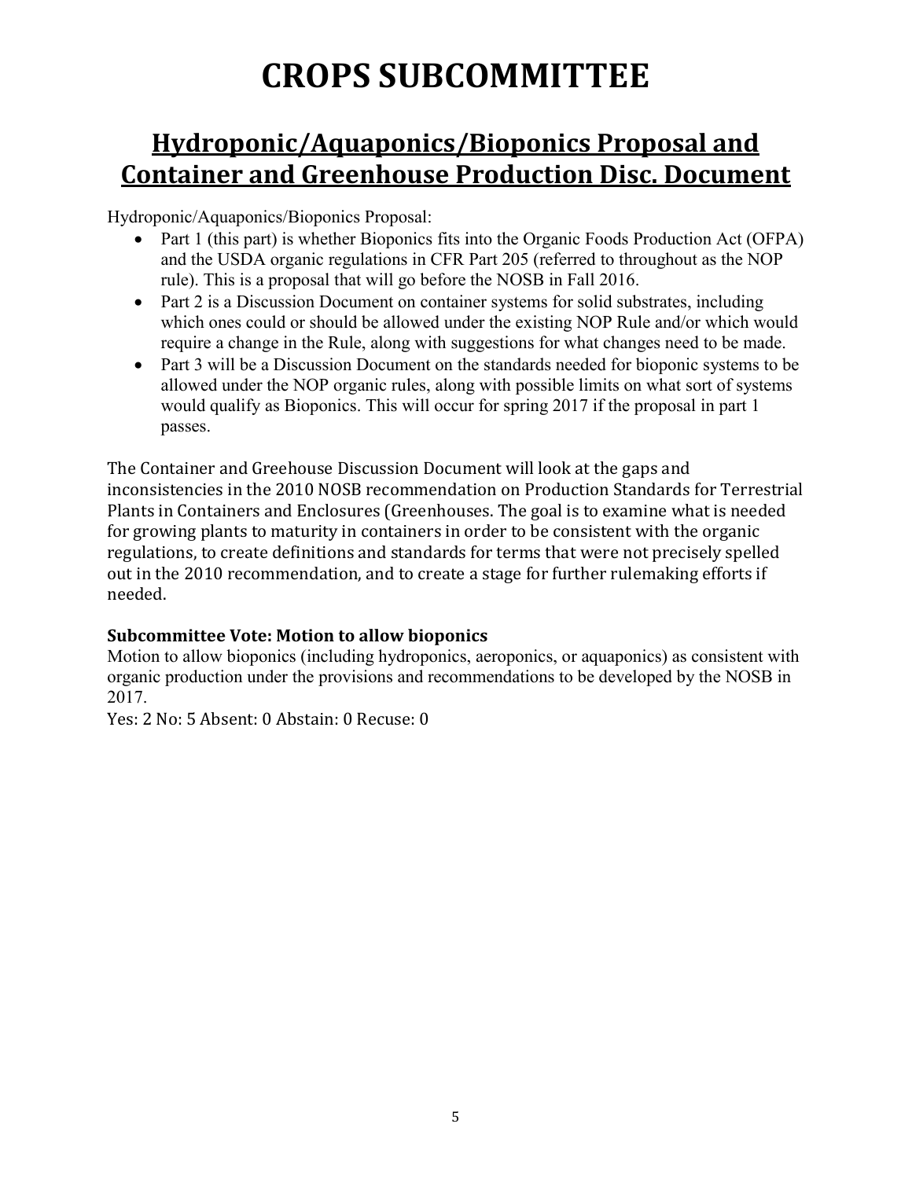# CROPS SUBCOMMITTEE

## Hydroponic/Aquaponics/Bioponics Proposal and Container and Greenhouse Production Disc. Document

Hydroponic/Aquaponics/Bioponics Proposal:

- Part 1 (this part) is whether Bioponics fits into the Organic Foods Production Act (OFPA) and the USDA organic regulations in CFR Part 205 (referred to throughout as the NOP rule). This is a proposal that will go before the NOSB in Fall 2016.
- Part 2 is a Discussion Document on container systems for solid substrates, including which ones could or should be allowed under the existing NOP Rule and/or which would require a change in the Rule, along with suggestions for what changes need to be made.
- Part 3 will be a Discussion Document on the standards needed for bioponic systems to be allowed under the NOP organic rules, along with possible limits on what sort of systems would qualify as Bioponics. This will occur for spring 2017 if the proposal in part 1 passes.

The Container and Greehouse Discussion Document will look at the gaps and inconsistencies in the 2010 NOSB recommendation on Production Standards for Terrestrial Plants in Containers and Enclosures (Greenhouses. The goal is to examine what is needed for growing plants to maturity in containers in order to be consistent with the organic regulations, to create definitions and standards for terms that were not precisely spelled out in the 2010 recommendation, and to create a stage for further rulemaking efforts if needed.

**Subcommittee Vote: Motion to allow bioponics**

Motion to allow bioponics (including hydroponics, aeroponics, or aquaponics) as consistent with organic production under the provisions and recommendations to be developed by the NOSB in 2017.

Yes: 2 No: 5 Absent: 0 Abstain: 0 Recuse: 0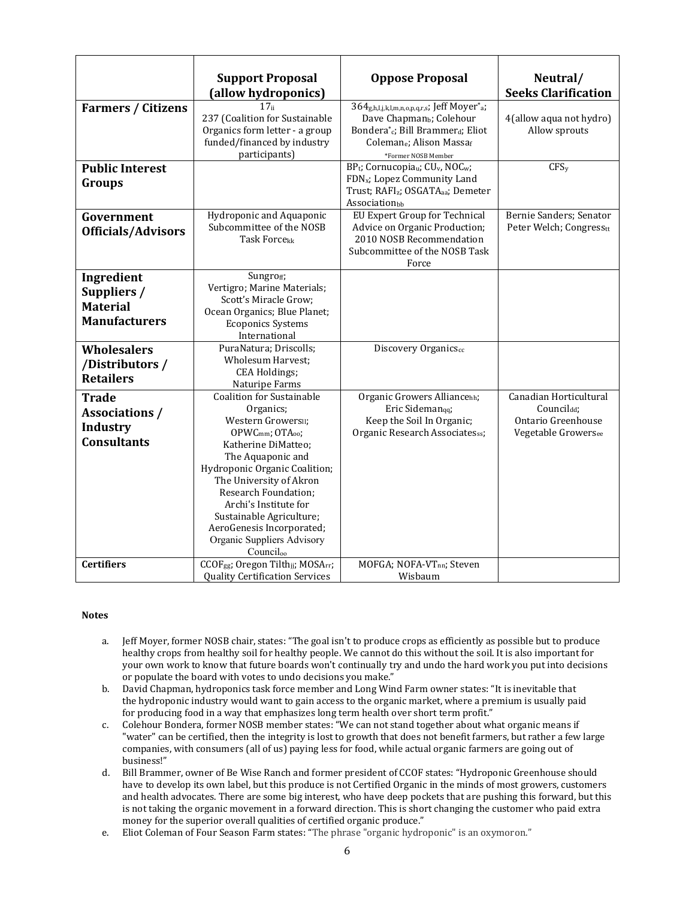| | Support Proposal (allow hydroponics) | Oppose Proposal | Neutral/ Seeks Clarification |
|---|---|---|---|
| **Farmers / Citizens** | 17[ii] 237 (Coalition for Sustainable Organics form letter - a group funded/financed by industry participants) | 364[g,h,I,j,k,l,m,n,o,p,q,r,s]; Jeff Moyer*[a]; Dave Chapman[b]; Colehour Bondera*[c]; Bill Brammer[d]; Eliot Coleman[e]; Alison Massa[f] *Former NOSB Member | 4(allow aqua not hydro) Allow sprouts |
| **Public Interest Groups** | | BP[t]; Cornucopia[u]; CU[v], NOC[w]; FDN[x]; Lopez Community Land Trust; RAFI[z]; OSGATA[aa]; Demeter Association[bb] | CFS[y] |
| **Government Officials/Advisors** | Hydroponic and Aquaponic Subcommittee of the NOSB Task Force[kk] | EU Expert Group for Technical Advice on Organic Production; 2010 NOSB Recommendation Subcommittee of the NOSB Task Force | Bernie Sanders; Senator Peter Welch; Congress[tt] |
| **Ingredient Suppliers / Material Manufacturers** | Sungro[ff]; Vertigro; Marine Materials; Scott's Miracle Grow; Ocean Organics; Blue Planet; Ecoponics Systems International | | |
| **Wholesalers /Distributors / Retailers** | PuraNatura; Driscolls; Wholesum Harvest; CEA Holdings; Naturipe Farms | Discovery Organics[cc] | |
| **Trade Associations / Industry Consultants** | Coalition for Sustainable Organics; Western Growers[ll]; OPWC[mm]; OTA[oo]; Katherine DiMatteo; The Aquaponic and Hydroponic Organic Coalition; The University of Akron Research Foundation; Archi's Institute for Sustainable Agriculture; AeroGenesis Incorporated; Organic Suppliers Advisory Council[oo] | Organic Growers Alliance[hh]; Eric Sideman[qq]; Keep the Soil In Organic; Organic Research Associates[ss]; | Canadian Horticultural Council[dd]; Ontario Greenhouse Vegetable Growers[ee] |
| **Certifiers** | CCOF[gg]; Oregon Tilth[jj]; MOSA[rr]; Quality Certification Services | MOFGA; NOFA-VT[nn]; Steven Wisbaum | |

**Notes**

a. Jeff Moyer, former NOSB chair, states: "The goal isn't to produce crops as efficiently as possible but to produce healthy crops from healthy soil for healthy people. We cannot do this without the soil. It is also important for your own work to know that future boards won't continually try and undo the hard work you put into decisions or populate the board with votes to undo decisions you make."

b. David Chapman, hydroponics task force member and Long Wind Farm owner states: "It is inevitable that the hydroponic industry would want to gain access to the organic market, where a premium is usually paid for producing food in a way that emphasizes long term health over short term profit."

c. Colehour Bondera, former NOSB member states: "We can not stand together about what organic means if "water" can be certified, then the integrity is lost to growth that does not benefit farmers, but rather a few large companies, with consumers (all of us) paying less for food, while actual organic farmers are going out of business!"

d. Bill Brammer, owner of Be Wise Ranch and former president of CCOF states: "Hydroponic Greenhouse should have to develop its own label, but this produce is not Certified Organic in the minds of most growers, customers and health advocates. There are some big interest, who have deep pockets that are pushing this forward, but this is not taking the organic movement in a forward direction. This is short changing the customer who paid extra money for the superior overall qualities of certified organic produce."

e. Eliot Coleman of Four Season Farm states: "The phrase "organic hydroponic" is an oxymoron."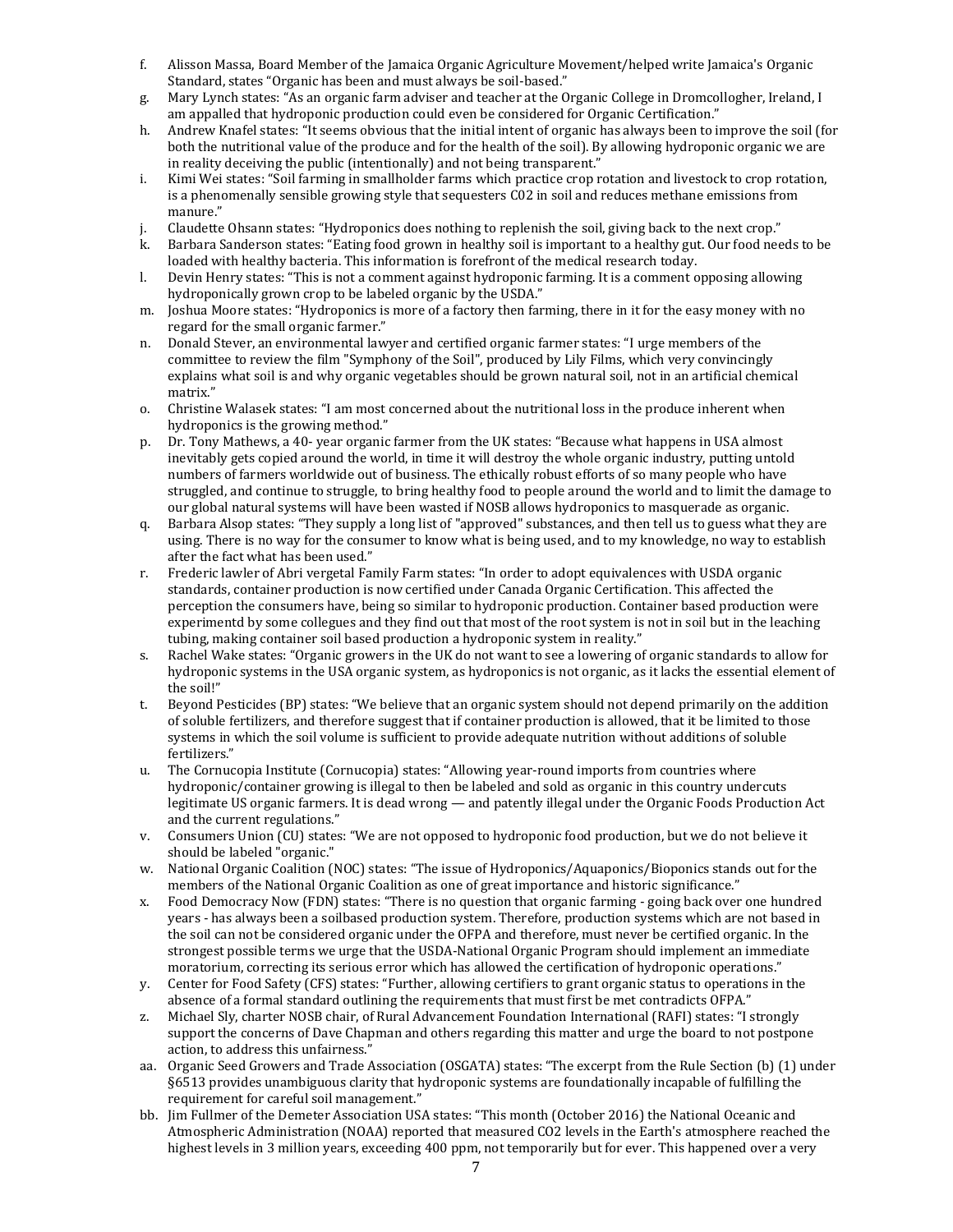f. Alisson Massa, Board Member of the Jamaica Organic Agriculture Movement/helped write Jamaica's Organic Standard, states "Organic has been and must always be soil-based."

g. Mary Lynch states: "As an organic farm adviser and teacher at the Organic College in Dromcollogher, Ireland, I am appalled that hydroponic production could even be considered for Organic Certification."

h. Andrew Knafel states: "It seems obvious that the initial intent of organic has always been to improve the soil (for both the nutritional value of the produce and for the health of the soil). By allowing hydroponic organic we are in reality deceiving the public (intentionally) and not being transparent."

i. Kimi Wei states: "Soil farming in smallholder farms which practice crop rotation and livestock to crop rotation, is a phenomenally sensible growing style that sequesters C02 in soil and reduces methane emissions from manure."

j. Claudette Ohsann states: "Hydroponics does nothing to replenish the soil, giving back to the next crop."

k. Barbara Sanderson states: "Eating food grown in healthy soil is important to a healthy gut. Our food needs to be loaded with healthy bacteria. This information is forefront of the medical research today.

l. Devin Henry states: "This is not a comment against hydroponic farming. It is a comment opposing allowing hydroponically grown crop to be labeled organic by the USDA."

m. Joshua Moore states: "Hydroponics is more of a factory then farming, there in it for the easy money with no regard for the small organic farmer."

n. Donald Stever, an environmental lawyer and certified organic farmer states: "I urge members of the committee to review the film "Symphony of the Soil", produced by Lily Films, which very convincingly explains what soil is and why organic vegetables should be grown natural soil, not in an artificial chemical matrix."

o. Christine Walasek states: "I am most concerned about the nutritional loss in the produce inherent when hydroponics is the growing method."

p. Dr. Tony Mathews, a 40- year organic farmer from the UK states: "Because what happens in USA almost inevitably gets copied around the world, in time it will destroy the whole organic industry, putting untold numbers of farmers worldwide out of business. The ethically robust efforts of so many people who have struggled, and continue to struggle, to bring healthy food to people around the world and to limit the damage to our global natural systems will have been wasted if NOSB allows hydroponics to masquerade as organic.

q. Barbara Alsop states: "They supply a long list of "approved" substances, and then tell us to guess what they are using. There is no way for the consumer to know what is being used, and to my knowledge, no way to establish after the fact what has been used."

r. Frederic lawler of Abri vergetal Family Farm states: "In order to adopt equivalences with USDA organic standards, container production is now certified under Canada Organic Certification. This affected the perception the consumers have, being so similar to hydroponic production. Container based production were experimentd by some collegues and they find out that most of the root system is not in soil but in the leaching tubing, making container soil based production a hydroponic system in reality."

s. Rachel Wake states: "Organic growers in the UK do not want to see a lowering of organic standards to allow for hydroponic systems in the USA organic system, as hydroponics is not organic, as it lacks the essential element of the soil!"

t. Beyond Pesticides (BP) states: "We believe that an organic system should not depend primarily on the addition of soluble fertilizers, and therefore suggest that if container production is allowed, that it be limited to those systems in which the soil volume is sufficient to provide adequate nutrition without additions of soluble fertilizers."

u. The Cornucopia Institute (Cornucopia) states: "Allowing year-round imports from countries where hydroponic/container growing is illegal to then be labeled and sold as organic in this country undercuts legitimate US organic farmers. It is dead wrong — and patently illegal under the Organic Foods Production Act and the current regulations."

v. Consumers Union (CU) states: "We are not opposed to hydroponic food production, but we do not believe it should be labeled "organic."

w. National Organic Coalition (NOC) states: "The issue of Hydroponics/Aquaponics/Bioponics stands out for the members of the National Organic Coalition as one of great importance and historic significance."

x. Food Democracy Now (FDN) states: "There is no question that organic farming - going back over one hundred years - has always been a soilbased production system. Therefore, production systems which are not based in the soil can not be considered organic under the OFPA and therefore, must never be certified organic. In the strongest possible terms we urge that the USDA-National Organic Program should implement an immediate moratorium, correcting its serious error which has allowed the certification of hydroponic operations."

y. Center for Food Safety (CFS) states: "Further, allowing certifiers to grant organic status to operations in the absence of a formal standard outlining the requirements that must first be met contradicts OFPA."

z. Michael Sly, charter NOSB chair, of Rural Advancement Foundation International (RAFI) states: "I strongly support the concerns of Dave Chapman and others regarding this matter and urge the board to not postpone action, to address this unfairness."

aa. Organic Seed Growers and Trade Association (OSGATA) states: "The excerpt from the Rule Section (b) (1) under §6513 provides unambiguous clarity that hydroponic systems are foundationally incapable of fulfilling the requirement for careful soil management."

bb. Jim Fullmer of the Demeter Association USA states: "This month (October 2016) the National Oceanic and Atmospheric Administration (NOAA) reported that measured $CO_2$ levels in the Earth's atmosphere reached the highest levels in 3 million years, exceeding 400 ppm, not temporarily but for ever. This happened over a very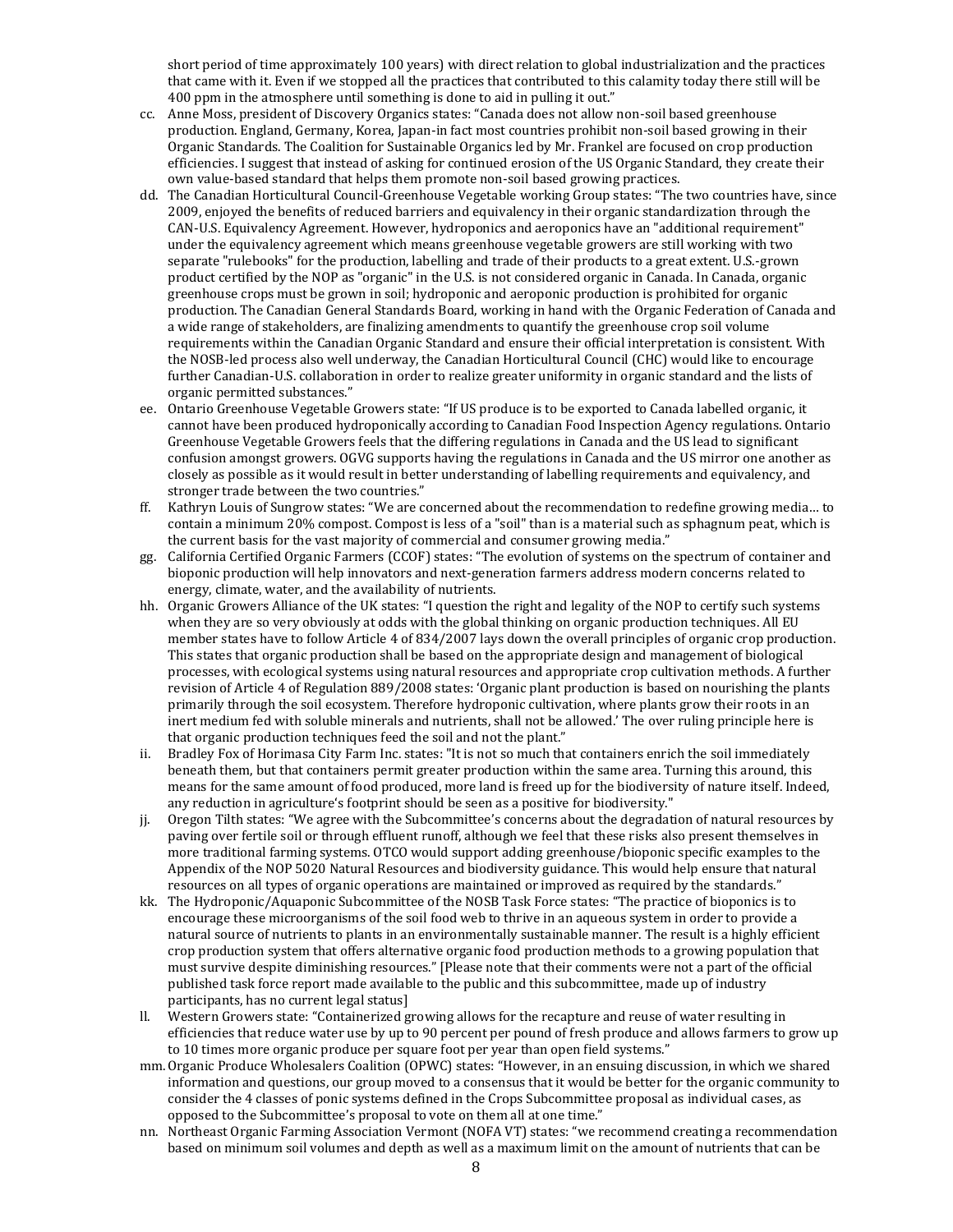short period of time approximately 100 years) with direct relation to global industrialization and the practices that came with it. Even if we stopped all the practices that contributed to this calamity today there still will be 400 ppm in the atmosphere until something is done to aid in pulling it out."

cc. Anne Moss, president of Discovery Organics states: "Canada does not allow non-soil based greenhouse production. England, Germany, Korea, Japan-in fact most countries prohibit non-soil based growing in their Organic Standards. The Coalition for Sustainable Organics led by Mr. Frankel are focused on crop production efficiencies. I suggest that instead of asking for continued erosion of the US Organic Standard, they create their own value-based standard that helps them promote non-soil based growing practices.

dd. The Canadian Horticultural Council-Greenhouse Vegetable working Group states: "The two countries have, since 2009, enjoyed the benefits of reduced barriers and equivalency in their organic standardization through the CAN-U.S. Equivalency Agreement. However, hydroponics and aeroponics have an "additional requirement" under the equivalency agreement which means greenhouse vegetable growers are still working with two separate "rulebooks" for the production, labelling and trade of their products to a great extent. U.S.-grown product certified by the NOP as "organic" in the U.S. is not considered organic in Canada. In Canada, organic greenhouse crops must be grown in soil; hydroponic and aeroponic production is prohibited for organic production. The Canadian General Standards Board, working in hand with the Organic Federation of Canada and a wide range of stakeholders, are finalizing amendments to quantify the greenhouse crop soil volume requirements within the Canadian Organic Standard and ensure their official interpretation is consistent. With the NOSB-led process also well underway, the Canadian Horticultural Council (CHC) would like to encourage further Canadian-U.S. collaboration in order to realize greater uniformity in organic standard and the lists of organic permitted substances."

ee. Ontario Greenhouse Vegetable Growers state: "If US produce is to be exported to Canada labelled organic, it cannot have been produced hydroponically according to Canadian Food Inspection Agency regulations. Ontario Greenhouse Vegetable Growers feels that the differing regulations in Canada and the US lead to significant confusion amongst growers. OGVG supports having the regulations in Canada and the US mirror one another as closely as possible as it would result in better understanding of labelling requirements and equivalency, and stronger trade between the two countries."

ff. Kathryn Louis of Sungrow states: "We are concerned about the recommendation to redefine growing media… to contain a minimum 20% compost. Compost is less of a "soil" than is a material such as sphagnum peat, which is the current basis for the vast majority of commercial and consumer growing media."

gg. California Certified Organic Farmers (CCOF) states: "The evolution of systems on the spectrum of container and bioponic production will help innovators and next-generation farmers address modern concerns related to energy, climate, water, and the availability of nutrients.

hh. Organic Growers Alliance of the UK states: "I question the right and legality of the NOP to certify such systems when they are so very obviously at odds with the global thinking on organic production techniques. All EU member states have to follow Article 4 of 834/2007 lays down the overall principles of organic crop production. This states that organic production shall be based on the appropriate design and management of biological processes, with ecological systems using natural resources and appropriate crop cultivation methods. A further revision of Article 4 of Regulation 889/2008 states: 'Organic plant production is based on nourishing the plants primarily through the soil ecosystem. Therefore hydroponic cultivation, where plants grow their roots in an inert medium fed with soluble minerals and nutrients, shall not be allowed.' The over ruling principle here is that organic production techniques feed the soil and not the plant."

ii. Bradley Fox of Horimasa City Farm Inc. states: "It is not so much that containers enrich the soil immediately beneath them, but that containers permit greater production within the same area. Turning this around, this means for the same amount of food produced, more land is freed up for the biodiversity of nature itself. Indeed, any reduction in agriculture's footprint should be seen as a positive for biodiversity."

jj. Oregon Tilth states: "We agree with the Subcommittee's concerns about the degradation of natural resources by paving over fertile soil or through effluent runoff, although we feel that these risks also present themselves in more traditional farming systems. OTCO would support adding greenhouse/bioponic specific examples to the Appendix of the NOP 5020 Natural Resources and biodiversity guidance. This would help ensure that natural resources on all types of organic operations are maintained or improved as required by the standards."

kk. The Hydroponic/Aquaponic Subcommittee of the NOSB Task Force states: "The practice of bioponics is to encourage these microorganisms of the soil food web to thrive in an aqueous system in order to provide a natural source of nutrients to plants in an environmentally sustainable manner. The result is a highly efficient crop production system that offers alternative organic food production methods to a growing population that must survive despite diminishing resources." [Please note that their comments were not a part of the official published task force report made available to the public and this subcommittee, made up of industry participants, has no current legal status]

ll. Western Growers state: "Containerized growing allows for the recapture and reuse of water resulting in efficiencies that reduce water use by up to 90 percent per pound of fresh produce and allows farmers to grow up to 10 times more organic produce per square foot per year than open field systems."

mm. Organic Produce Wholesalers Coalition (OPWC) states: "However, in an ensuing discussion, in which we shared information and questions, our group moved to a consensus that it would be better for the organic community to consider the 4 classes of ponic systems defined in the Crops Subcommittee proposal as individual cases, as opposed to the Subcommittee's proposal to vote on them all at one time."

nn. Northeast Organic Farming Association Vermont (NOFA VT) states: "we recommend creating a recommendation based on minimum soil volumes and depth as well as a maximum limit on the amount of nutrients that can be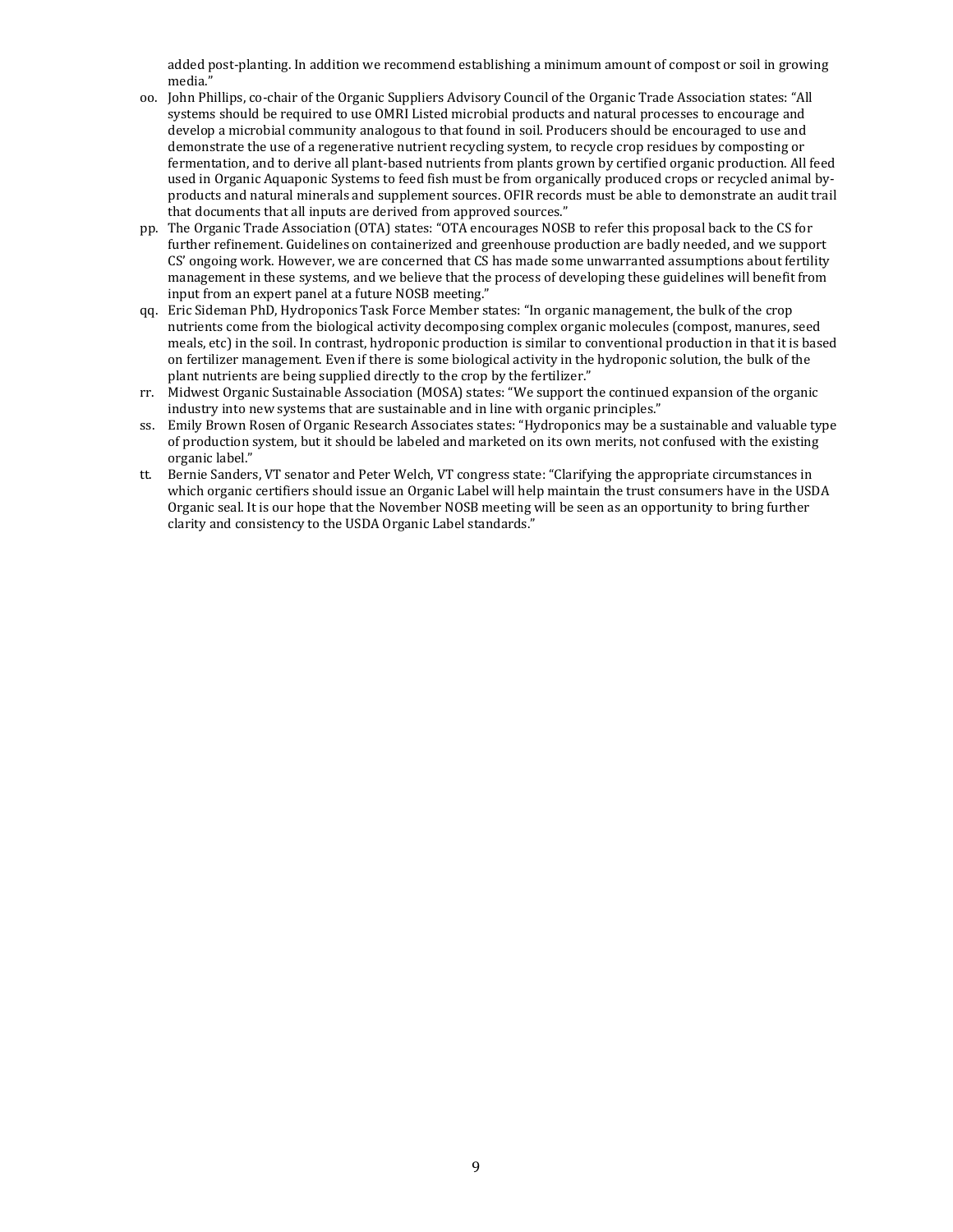added post-planting. In addition we recommend establishing a minimum amount of compost or soil in growing media."

oo. John Phillips, co-chair of the Organic Suppliers Advisory Council of the Organic Trade Association states: "All systems should be required to use OMRI Listed microbial products and natural processes to encourage and develop a microbial community analogous to that found in soil. Producers should be encouraged to use and demonstrate the use of a regenerative nutrient recycling system, to recycle crop residues by composting or fermentation, and to derive all plant-based nutrients from plants grown by certified organic production. All feed used in Organic Aquaponic Systems to feed fish must be from organically produced crops or recycled animal by-products and natural minerals and supplement sources. OFIR records must be able to demonstrate an audit trail that documents that all inputs are derived from approved sources."

pp. The Organic Trade Association (OTA) states: "OTA encourages NOSB to refer this proposal back to the CS for further refinement. Guidelines on containerized and greenhouse production are badly needed, and we support CS' ongoing work. However, we are concerned that CS has made some unwarranted assumptions about fertility management in these systems, and we believe that the process of developing these guidelines will benefit from input from an expert panel at a future NOSB meeting."

qq. Eric Sideman PhD, Hydroponics Task Force Member states: "In organic management, the bulk of the crop nutrients come from the biological activity decomposing complex organic molecules (compost, manures, seed meals, etc) in the soil. In contrast, hydroponic production is similar to conventional production in that it is based on fertilizer management. Even if there is some biological activity in the hydroponic solution, the bulk of the plant nutrients are being supplied directly to the crop by the fertilizer."

rr. Midwest Organic Sustainable Association (MOSA) states: "We support the continued expansion of the organic industry into new systems that are sustainable and in line with organic principles."

ss. Emily Brown Rosen of Organic Research Associates states: "Hydroponics may be a sustainable and valuable type of production system, but it should be labeled and marketed on its own merits, not confused with the existing organic label."

tt. Bernie Sanders, VT senator and Peter Welch, VT congress state: "Clarifying the appropriate circumstances in which organic certifiers should issue an Organic Label will help maintain the trust consumers have in the USDA Organic seal. It is our hope that the November NOSB meeting will be seen as an opportunity to bring further clarity and consistency to the USDA Organic Label standards."